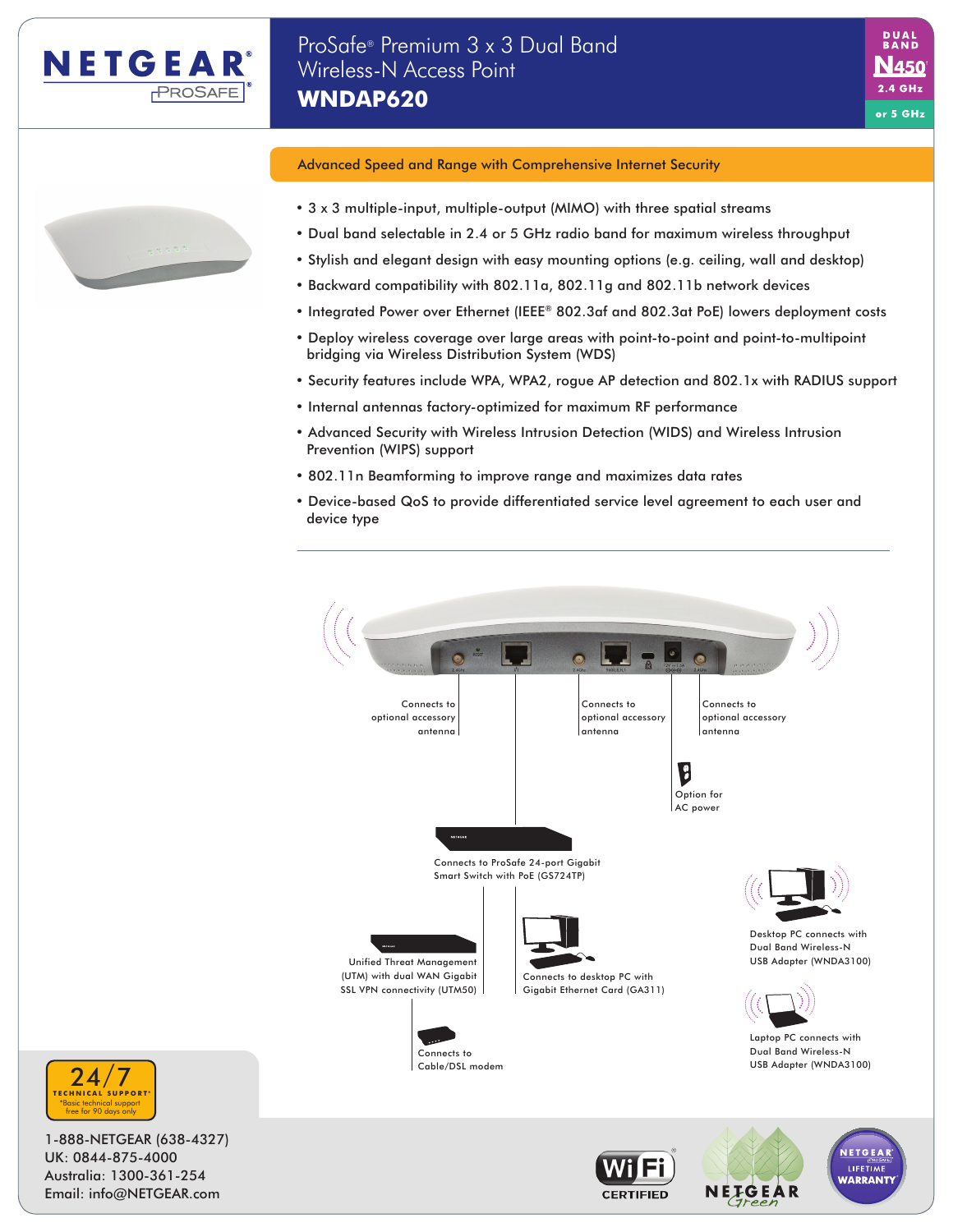NETGEAR ProSafe

# ProSafe® Premium 3 x 3 Dual Band Wireless-N Access Point

## WNDAP620

DUAL BAND N450 2.4 GHz or 5 GHz

### Advanced Speed and Range with Comprehensive Internet Security

- 3 x 3 multiple-input, multiple-output (MIMO) with three spatial streams
- Dual band selectable in 2.4 or 5 GHz radio band for maximum wireless throughput
- Stylish and elegant design with easy mounting options (e.g. ceiling, wall and desktop)
- Backward compatibility with 802.11a, 802.11g and 802.11b network devices
- Integrated Power over Ethernet (IEEE® 802.3af and 802.3at PoE) lowers deployment costs
- Deploy wireless coverage over large areas with point-to-point and point-to-multipoint bridging via Wireless Distribution System (WDS)
- Security features include WPA, WPA2, rogue AP detection and 802.1x with RADIUS support
- Internal antennas factory-optimized for maximum RF performance
- Advanced Security with Wireless Intrusion Detection (WIDS) and Wireless Intrusion Prevention (WIPS) support
- 802.11n Beamforming to improve range and maximizes data rates
- Device-based QoS to provide differentiated service level agreement to each user and device type

---

Connects to optional accessory antenna

Connects to optional accessory antenna

Connects to optional accessory antenna

Option for AC power

Connects to ProSafe 24-port Gigabit Smart Switch with PoE (GS724TP)

Unified Threat Management (UTM) with dual WAN Gigabit SSL VPN connectivity (UTM50)

Connects to desktop PC with Gigabit Ethernet Card (GA311)

Desktop PC connects with Dual Band Wireless-N USB Adapter (WNDA3100)

Laptop PC connects with Dual Band Wireless-N USB Adapter (WNDA3100)

Connects to Cable/DSL modem

24/7 TECHNICAL SUPPORT* *Basic technical support free for 90 days only

1-888-NETGEAR (638-4327)
UK: 0844-875-4000
Australia: 1300-361-254
Email: info@NETGEAR.com

Wi-Fi CERTIFIED

NETGEAR Green

NETGEAR ProSafe LIFETIME WARRANTY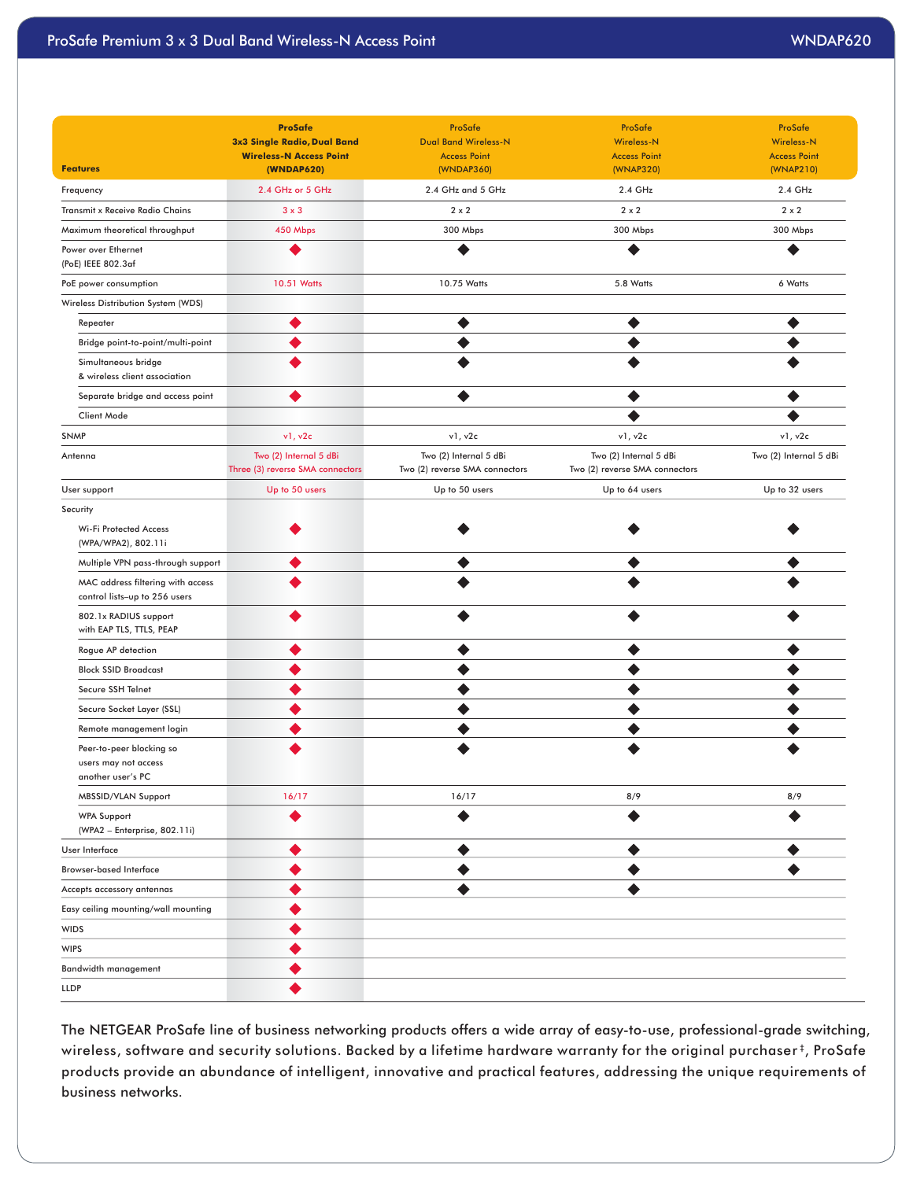| Features | ProSafe 3x3 Single Radio, Dual Band Wireless-N Access Point (WNDAP620) | ProSafe Dual Band Wireless-N Access Point (WNDAP360) | ProSafe Wireless-N Access Point (WNAP320) | ProSafe Wireless-N Access Point (WNAP210) |
|---|---|---|---|---|
| Frequency | 2.4 GHz or 5 GHz | 2.4 GHz and 5 GHz | 2.4 GHz | 2.4 GHz |
| Transmit x Receive Radio Chains | 3 x 3 | 2 x 2 | 2 x 2 | 2 x 2 |
| Maximum theoretical throughput | 450 Mbps | 300 Mbps | 300 Mbps | 300 Mbps |
| Power over Ethernet (PoE) IEEE 802.3af | ◆ | ◆ | ◆ | ◆ |
| PoE power consumption | 10.51 Watts | 10.75 Watts | 5.8 Watts | 6 Watts |
| Wireless Distribution System (WDS) | | | | |
| Repeater | ◆ | ◆ | ◆ | ◆ |
| Bridge point-to-point/multi-point | ◆ | ◆ | ◆ | ◆ |
| Simultaneous bridge & wireless client association | ◆ | ◆ | ◆ | ◆ |
| Separate bridge and access point | ◆ | ◆ | ◆ | ◆ |
| Client Mode | | | ◆ | ◆ |
| SNMP | v1, v2c | v1, v2c | v1, v2c | v1, v2c |
| Antenna | Two (2) Internal 5 dBi Three (3) reverse SMA connectors | Two (2) Internal 5 dBi Two (2) reverse SMA connectors | Two (2) Internal 5 dBi Two (2) reverse SMA connectors | Two (2) Internal 5 dBi |
| User support | Up to 50 users | Up to 50 users | Up to 64 users | Up to 32 users |
| Security | | | | |
| Wi-Fi Protected Access (WPA/WPA2), 802.11i | ◆ | ◆ | ◆ | ◆ |
| Multiple VPN pass-through support | ◆ | ◆ | ◆ | ◆ |
| MAC address filtering with access control lists–up to 256 users | ◆ | ◆ | ◆ | ◆ |
| 802.1x RADIUS support with EAP TLS, TTLS, PEAP | ◆ | ◆ | ◆ | ◆ |
| Rogue AP detection | ◆ | ◆ | ◆ | ◆ |
| Block SSID Broadcast | ◆ | ◆ | ◆ | ◆ |
| Secure SSH Telnet | ◆ | ◆ | ◆ | ◆ |
| Secure Socket Layer (SSL) | ◆ | ◆ | ◆ | ◆ |
| Remote management login | ◆ | ◆ | ◆ | ◆ |
| Peer-to-peer blocking so users may not access another user's PC | ◆ | ◆ | ◆ | ◆ |
| MBSSID/VLAN Support | 16/17 | 16/17 | 8/9 | 8/9 |
| WPA Support (WPA2 – Enterprise, 802.11i) | ◆ | ◆ | ◆ | ◆ |
| User Interface | ◆ | ◆ | ◆ | ◆ |
| Browser-based Interface | ◆ | ◆ | ◆ | ◆ |
| Accepts accessory antennas | ◆ | ◆ | ◆ | |
| Easy ceiling mounting/wall mounting | ◆ | | | |
| WIDS | ◆ | | | |
| WIPS | ◆ | | | |
| Bandwidth management | ◆ | | | |
| LLDP | ◆ | | | |

The NETGEAR ProSafe line of business networking products offers a wide array of easy-to-use, professional-grade switching, wireless, software and security solutions. Backed by a lifetime hardware warranty for the original purchaser‡, ProSafe products provide an abundance of intelligent, innovative and practical features, addressing the unique requirements of business networks.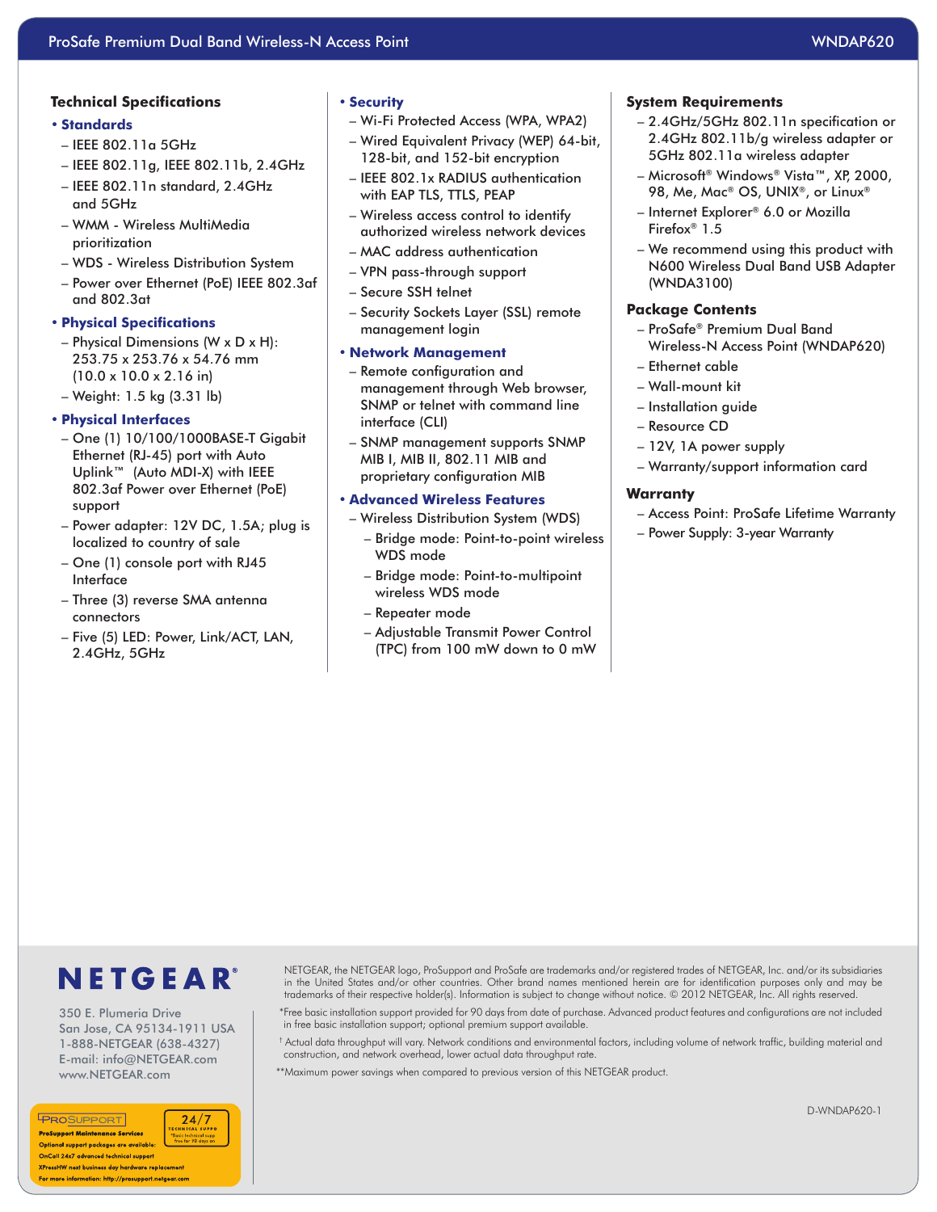## Technical Specifications

- **Standards**
  - IEEE 802.11a 5GHz
  - IEEE 802.11g, IEEE 802.11b, 2.4GHz
  - IEEE 802.11n standard, 2.4GHz and 5GHz
  - WMM - Wireless MultiMedia prioritization
  - WDS - Wireless Distribution System
  - Power over Ethernet (PoE) IEEE 802.3af and 802.3at
- **Physical Specifications**
  - Physical Dimensions (W x D x H): 253.75 x 253.76 x 54.76 mm (10.0 x 10.0 x 2.16 in)
  - Weight: 1.5 kg (3.31 lb)
- **Physical Interfaces**
  - One (1) 10/100/1000BASE-T Gigabit Ethernet (RJ-45) port with Auto Uplink™ (Auto MDI-X) with IEEE 802.3af Power over Ethernet (PoE) support
  - Power adapter: 12V DC, 1.5A; plug is localized to country of sale
  - One (1) console port with RJ45 Interface
  - Three (3) reverse SMA antenna connectors
  - Five (5) LED: Power, Link/ACT, LAN, 2.4GHz, 5GHz
- **Security**
  - Wi-Fi Protected Access (WPA, WPA2)
  - Wired Equivalent Privacy (WEP) 64-bit, 128-bit, and 152-bit encryption
  - IEEE 802.1x RADIUS authentication with EAP TLS, TTLS, PEAP
  - Wireless access control to identify authorized wireless network devices
  - MAC address authentication
  - VPN pass-through support
  - Secure SSH telnet
  - Security Sockets Layer (SSL) remote management login
- **Network Management**
  - Remote configuration and management through Web browser, SNMP or telnet with command line interface (CLI)
  - SNMP management supports SNMP MIB I, MIB II, 802.11 MIB and proprietary configuration MIB
- **Advanced Wireless Features**
  - Wireless Distribution System (WDS)
    - Bridge mode: Point-to-point wireless WDS mode
    - Bridge mode: Point-to-multipoint wireless WDS mode
    - Repeater mode
    - Adjustable Transmit Power Control (TPC) from 100 mW down to 0 mW

## System Requirements

- 2.4GHz/5GHz 802.11n specification or 2.4GHz 802.11b/g wireless adapter or 5GHz 802.11a wireless adapter
- Microsoft® Windows® Vista™, XP, 2000, 98, Me, Mac® OS, UNIX®, or Linux®
- Internet Explorer® 6.0 or Mozilla Firefox® 1.5
- We recommend using this product with N600 Wireless Dual Band USB Adapter (WNDA3100)

## Package Contents

- ProSafe® Premium Dual Band Wireless-N Access Point (WNDAP620)
- Ethernet cable
- Wall-mount kit
- Installation guide
- Resource CD
- 12V, 1A power supply
- Warranty/support information card

## Warranty

- Access Point: ProSafe Lifetime Warranty
- Power Supply: 3-year Warranty

NETGEAR®

350 E. Plumeria Drive
San Jose, CA 95134-1911 USA
1-888-NETGEAR (638-4327)
E-mail: info@NETGEAR.com
www.NETGEAR.com

PROSUPPORT
ProSupport Maintenance Services
Optional support packages are available:
OnCall 24x7 advanced technical support
XPressHW next business day hardware replacement
For more information: http://prosupport.netgear.com

24/7 TECHNICAL SUPPORT
*Basic technical support free for 90 days on

NETGEAR, the NETGEAR logo, ProSupport and ProSafe are trademarks and/or registered trades of NETGEAR, Inc. and/or its subsidiaries in the United States and/or other countries. Other brand names mentioned herein are for identification purposes only and may be trademarks of their respective holder(s). Information is subject to change without notice. © 2012 NETGEAR, Inc. All rights reserved.

*Free basic installation support provided for 90 days from date of purchase. Advanced product features and configurations are not included in free basic installation support; optional premium support available.

† Actual data throughput will vary. Network conditions and environmental factors, including volume of network traffic, building material and construction, and network overhead, lower actual data throughput rate.

**Maximum power savings when compared to previous version of this NETGEAR product.

D-WNDAP620-1